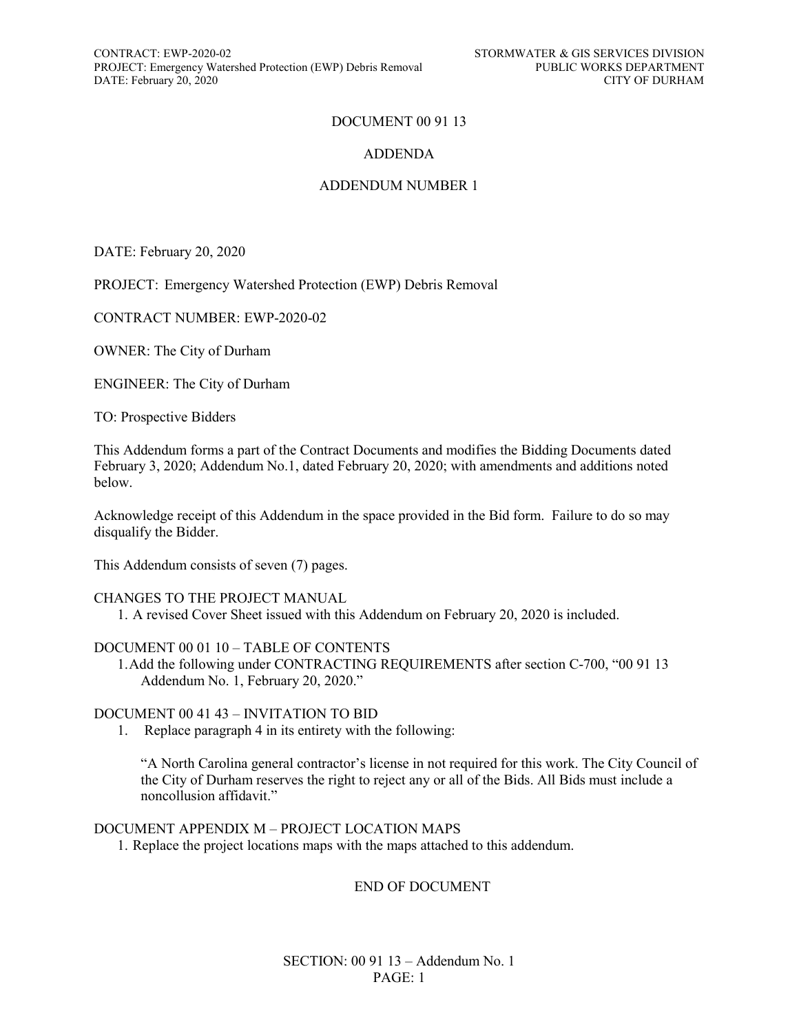# DOCUMENT 00 91 13

## ADDENDA

## ADDENDUM NUMBER 1

DATE: February 20, 2020

PROJECT: Emergency Watershed Protection (EWP) Debris Removal

CONTRACT NUMBER: EWP-2020-02

OWNER: The City of Durham

ENGINEER: The City of Durham

TO: Prospective Bidders

This Addendum forms a part of the Contract Documents and modifies the Bidding Documents dated February 3, 2020; Addendum No.1, dated February 20, 2020; with amendments and additions noted below.

Acknowledge receipt of this Addendum in the space provided in the Bid form. Failure to do so may disqualify the Bidder.

This Addendum consists of seven (7) pages.

CHANGES TO THE PROJECT MANUAL

1. A revised Cover Sheet issued with this Addendum on February 20, 2020 is included.

DOCUMENT 00 01 10 – TABLE OF CONTENTS

1. Add the following under CONTRACTING REQUIREMENTS after section C-700, "00 91 13 Addendum No. 1, February 20, 2020."

DOCUMENT 00 41 43 – INVITATION TO BID

1. Replace paragraph 4 in its entirety with the following:

   "A North Carolina general contractor's license in not required for this work. The City Council of the City of Durham reserves the right to reject any or all of the Bids. All Bids must include a noncollusion affidavit."

DOCUMENT APPENDIX M – PROJECT LOCATION MAPS

1. Replace the project locations maps with the maps attached to this addendum.

END OF DOCUMENT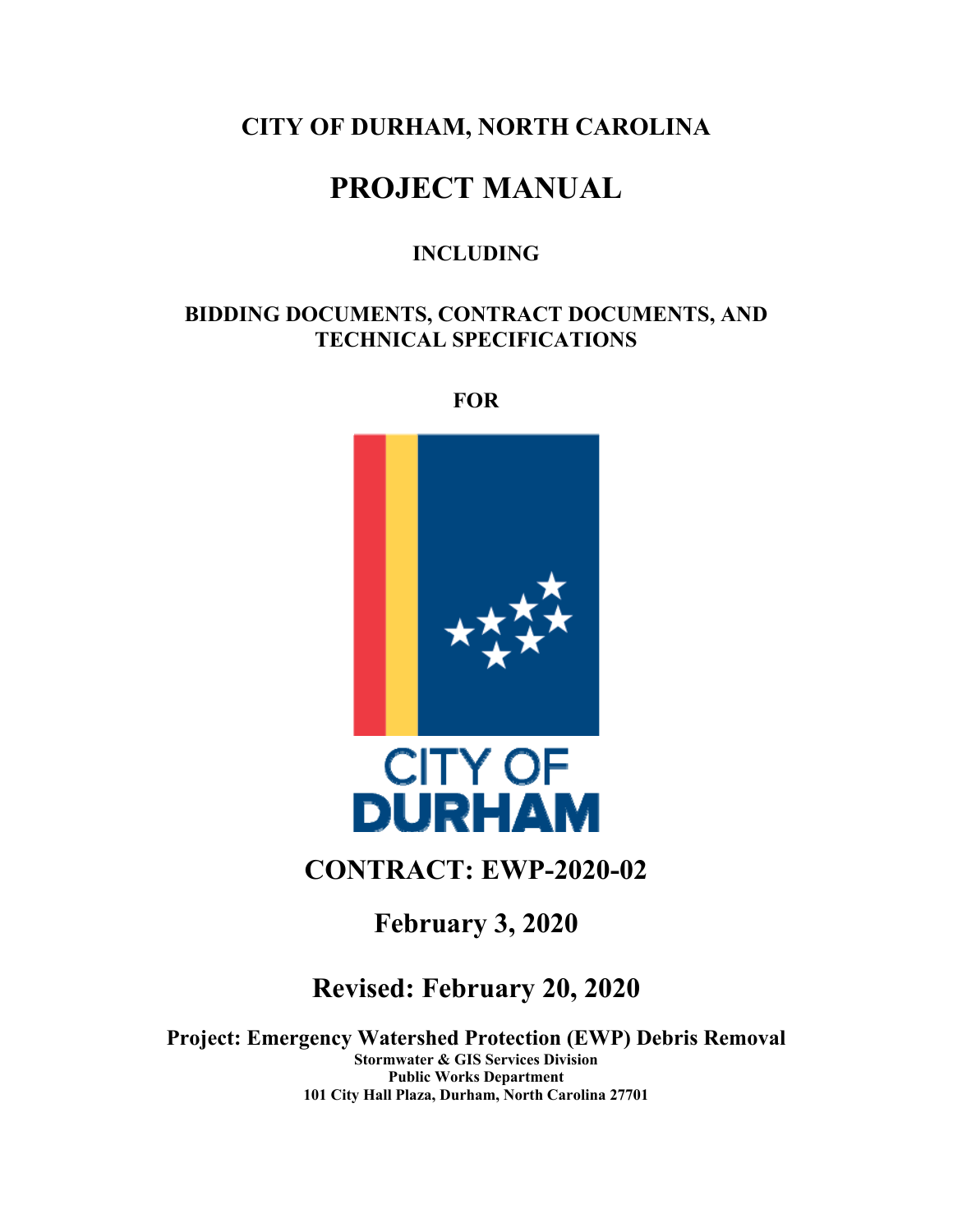# CITY OF DURHAM, NORTH CAROLINA

# PROJECT MANUAL

### INCLUDING

### BIDDING DOCUMENTS, CONTRACT DOCUMENTS, AND TECHNICAL SPECIFICATIONS

### FOR

CITY OF DURHAM

## CONTRACT: EWP-2020-02

## February 3, 2020

## Revised: February 20, 2020

**Project: Emergency Watershed Protection (EWP) Debris Removal**

**Stormwater & GIS Services Division**

**Public Works Department**

**101 City Hall Plaza, Durham, North Carolina 27701**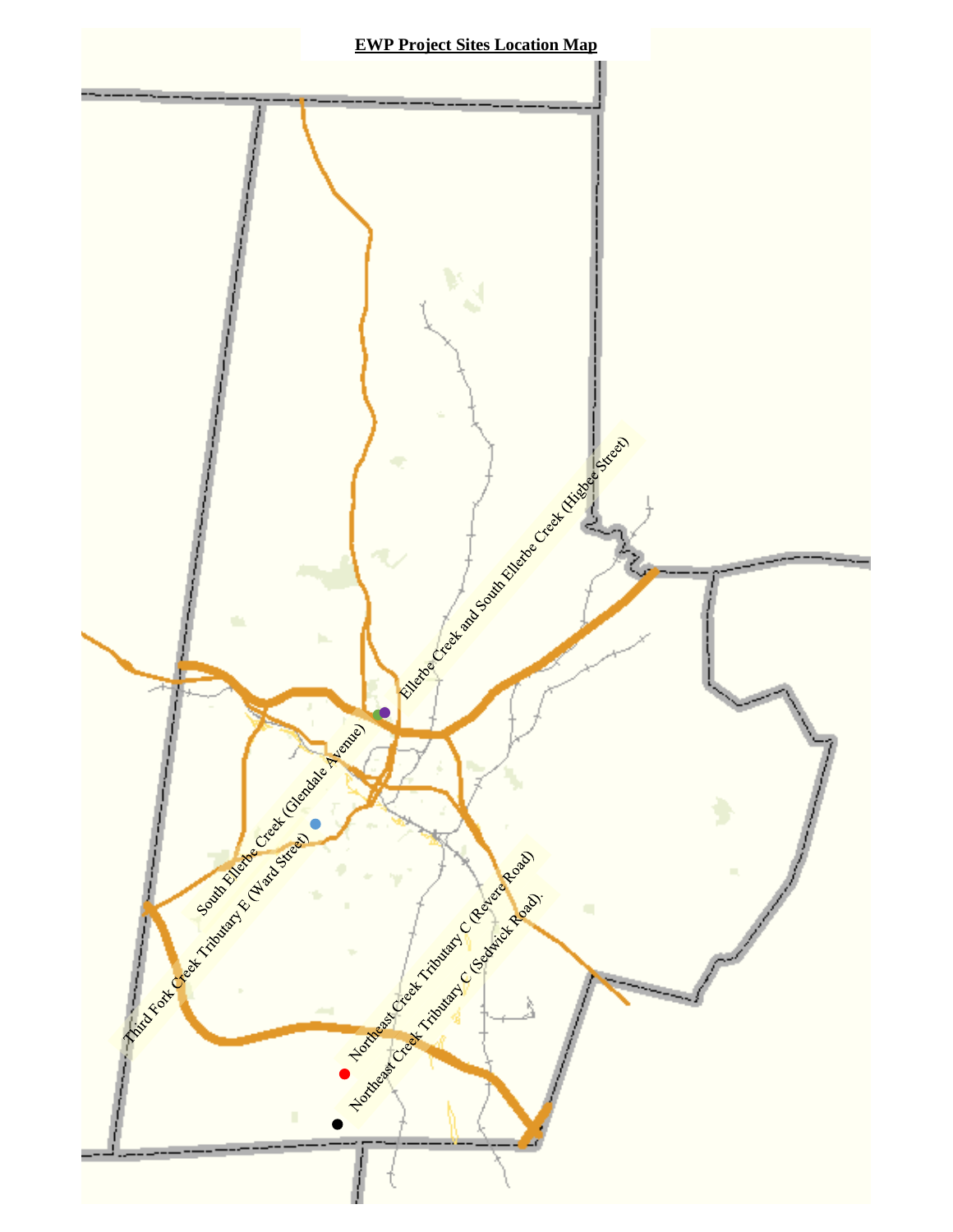**EWP Project Sites Location Map**

Ellerbe Creek and South Ellerbe Creek (Higbee Street)

South Ellerbe Creek (Glendale Avenue)

Third Fork Creek Tributary E (Ward Street)

Northeast Creek Tributary C (Revere Road)

Northeast Creek Tributary C (Sedwick Road).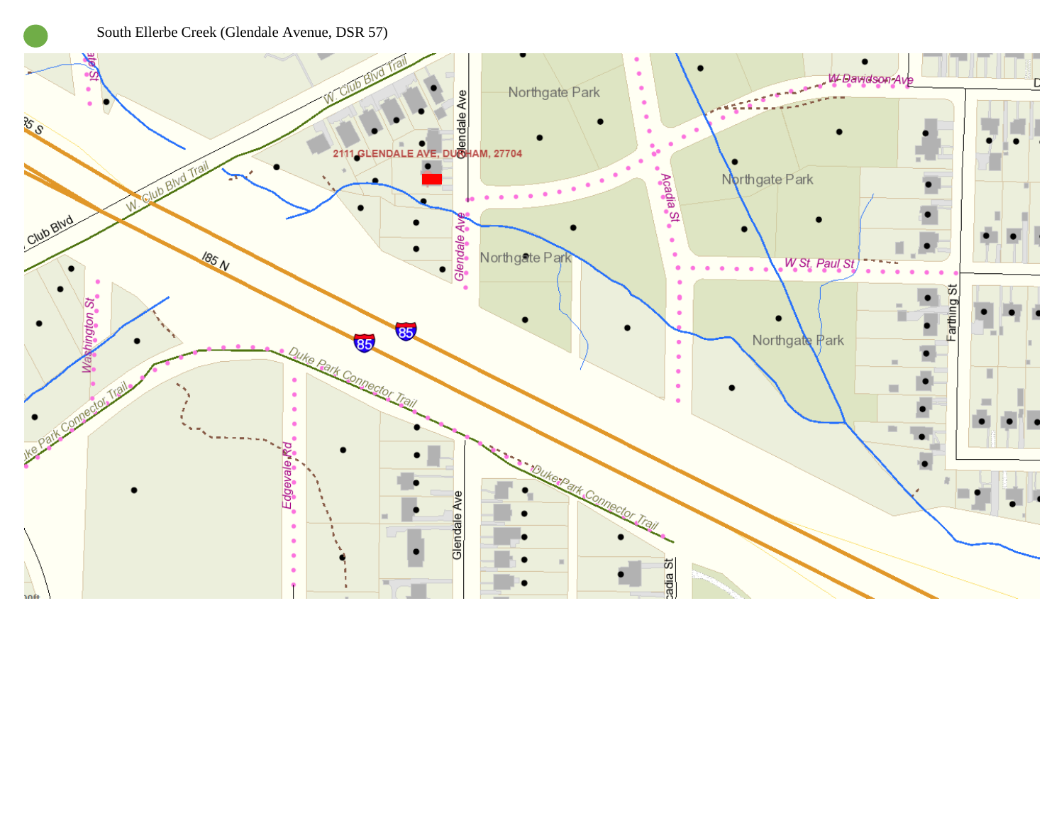South Ellerbe Creek (Glendale Avenue, DSR 57)

2111 GLENDALE AVE, DURHAM, 27704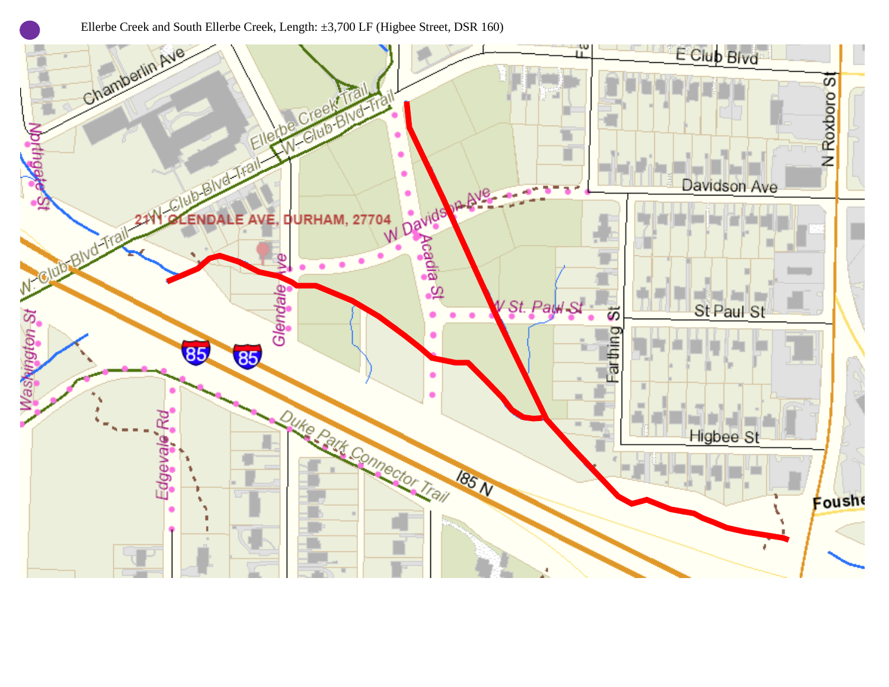Ellerbe Creek and South Ellerbe Creek, Length: ±3,700 LF (Higbee Street, DSR 160)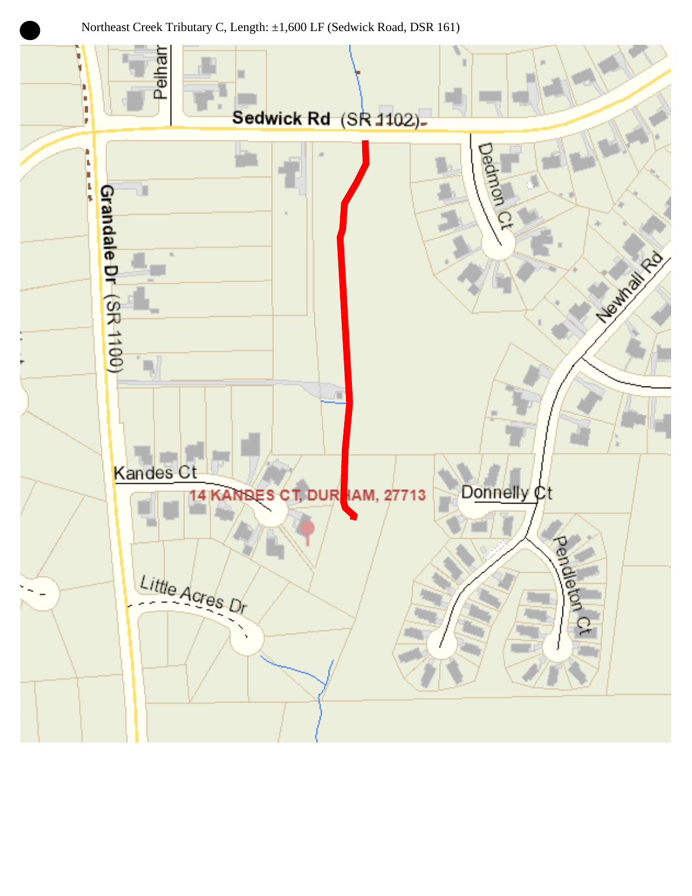Northeast Creek Tributary C, Length: ±1,600 LF (Sedwick Road, DSR 161)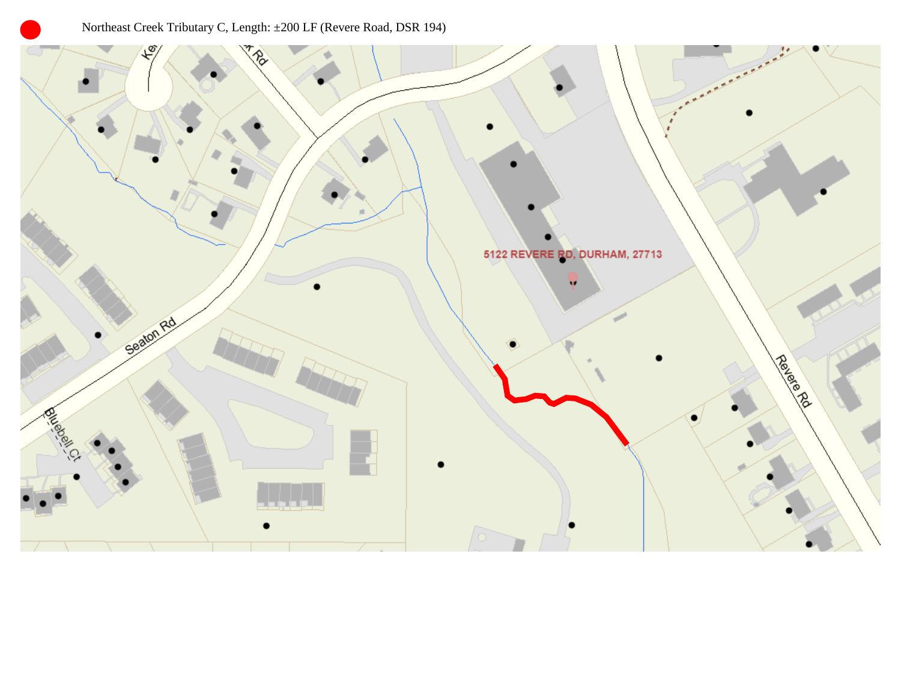Northeast Creek Tributary C, Length: ±200 LF (Revere Road, DSR 194)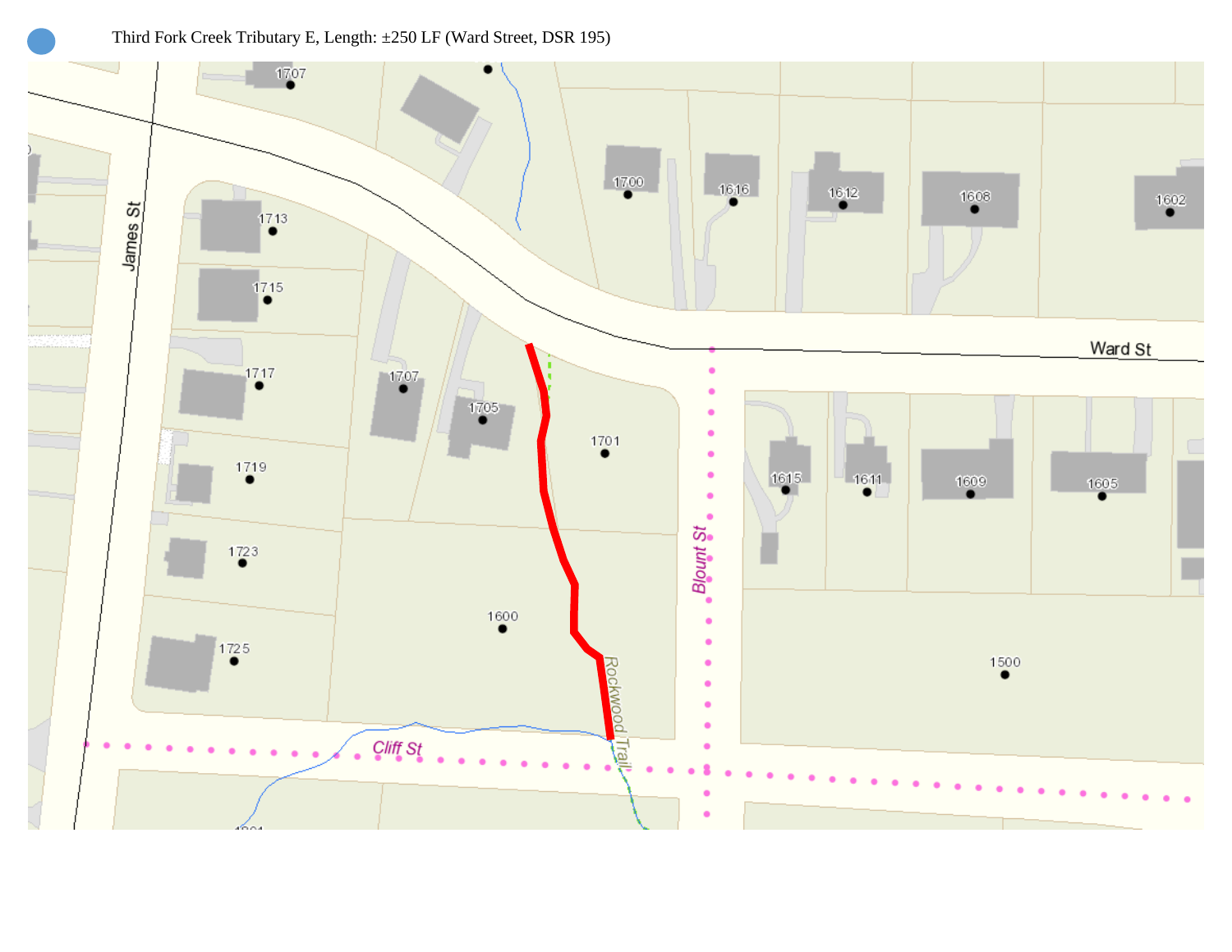Third Fork Creek Tributary E, Length: ±250 LF (Ward Street, DSR 195)

1707

1700

1616

1612

1608

1602

1713

1715

1717

1707

1705

1701

1719

1723

1725

1600

1615

1611

1609

1605

1500

James St

Ward St

Blount St

Cliff St

Rockwood Trail